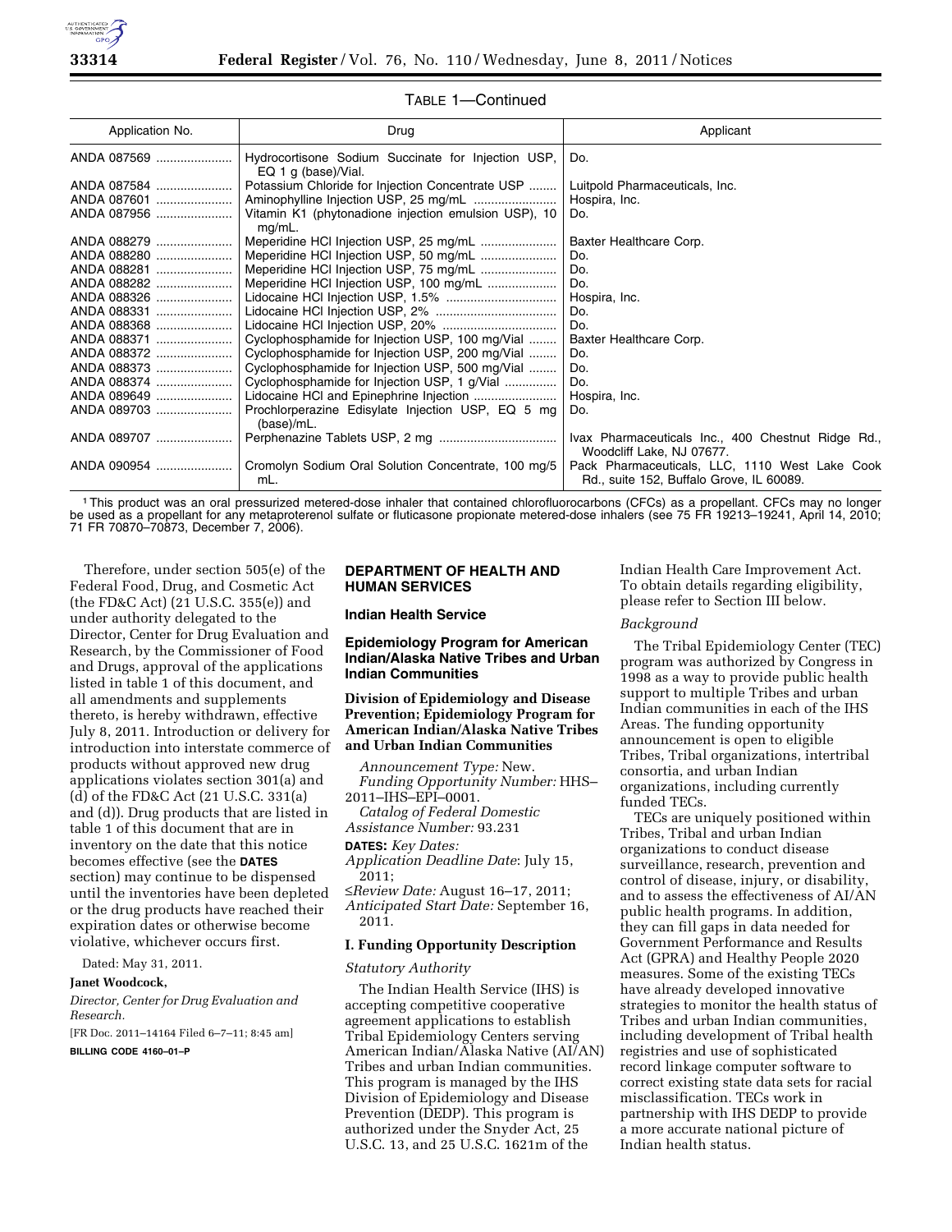TABLE 1—Continued

| Application No. | Drug | Applicant |
| --- | --- | --- |
| ANDA 087569 | Hydrocortisone Sodium Succinate for Injection USP, EQ 1 g (base)/Vial. | Do. |
| ANDA 087584 | Potassium Chloride for Injection Concentrate USP | Luitpold Pharmaceuticals, Inc. |
| ANDA 087601 | Aminophylline Injection USP, 25 mg/mL | Hospira, Inc. |
| ANDA 087956 | Vitamin K1 (phytonadione injection emulsion USP), 10 mg/mL. | Do. |
| ANDA 088279 | Meperidine HCl Injection USP, 25 mg/mL | Baxter Healthcare Corp. |
| ANDA 088280 | Meperidine HCl Injection USP, 50 mg/mL | Do. |
| ANDA 088281 | Meperidine HCl Injection USP, 75 mg/mL | Do. |
| ANDA 088282 | Meperidine HCl Injection USP, 100 mg/mL | Do. |
| ANDA 088326 | Lidocaine HCl Injection USP, 1.5% | Hospira, Inc. |
| ANDA 088331 | Lidocaine HCl Injection USP, 2% | Do. |
| ANDA 088368 | Lidocaine HCl Injection USP, 20% | Do. |
| ANDA 088371 | Cyclophosphamide for Injection USP, 100 mg/Vial | Baxter Healthcare Corp. |
| ANDA 088372 | Cyclophosphamide for Injection USP, 200 mg/Vial | Do. |
| ANDA 088373 | Cyclophosphamide for Injection USP, 500 mg/Vial | Do. |
| ANDA 088374 | Cyclophosphamide for Injection USP, 1 g/Vial | Do. |
| ANDA 089649 | Lidocaine HCl and Epinephrine Injection | Hospira, Inc. |
| ANDA 089703 | Prochlorperazine Edisylate Injection USP, EQ 5 mg (base)/mL. | Do. |
| ANDA 089707 | Perphenazine Tablets USP, 2 mg | Ivax Pharmaceuticals Inc., 400 Chestnut Ridge Rd., Woodcliff Lake, NJ 07677. |
| ANDA 090954 | Cromolyn Sodium Oral Solution Concentrate, 100 mg/5 mL. | Pack Pharmaceuticals, LLC, 1110 West Lake Cook Rd., suite 152, Buffalo Grove, IL 60089. |

[1] This product was an oral pressurized metered-dose inhaler that contained chlorofluorocarbons (CFCs) as a propellant. CFCs may no longer be used as a propellant for any metaproterenol sulfate or fluticasone propionate metered-dose inhalers (see 75 FR 19213–19241, April 14, 2010; 71 FR 70870–70873, December 7, 2006).

Therefore, under section 505(e) of the Federal Food, Drug, and Cosmetic Act (the FD&C Act) (21 U.S.C. 355(e)) and under authority delegated to the Director, Center for Drug Evaluation and Research, by the Commissioner of Food and Drugs, approval of the applications listed in table 1 of this document, and all amendments and supplements thereto, is hereby withdrawn, effective July 8, 2011. Introduction or delivery for introduction into interstate commerce of products without approved new drug applications violates section 301(a) and (d) of the FD&C Act (21 U.S.C. 331(a) and (d)). Drug products that are listed in table 1 of this document that are in inventory on the date that this notice becomes effective (see the **DATES** section) may continue to be dispensed until the inventories have been depleted or the drug products have reached their expiration dates or otherwise become violative, whichever occurs first.

Dated: May 31, 2011.

**Janet Woodcock,**

*Director, Center for Drug Evaluation and Research.*

[FR Doc. 2011–14164 Filed 6–7–11; 8:45 am]

**BILLING CODE 4160–01–P**

## DEPARTMENT OF HEALTH AND HUMAN SERVICES

### Indian Health Service

### Epidemiology Program for American Indian/Alaska Native Tribes and Urban Indian Communities

### Division of Epidemiology and Disease Prevention; Epidemiology Program for American Indian/Alaska Native Tribes and Urban Indian Communities

*Announcement Type:* New.

*Funding Opportunity Number:* HHS–2011–IHS–EPI–0001.

*Catalog of Federal Domestic Assistance Number:* 93.231

**DATES:** *Key Dates:*

*Application Deadline Date*: July 15, 2011;

≤*Review Date:* August 16–17, 2011;

*Anticipated Start Date:* September 16, 2011.

### I. Funding Opportunity Description

*Statutory Authority*

The Indian Health Service (IHS) is accepting competitive cooperative agreement applications to establish Tribal Epidemiology Centers serving American Indian/Alaska Native (AI/AN) Tribes and urban Indian communities. This program is managed by the IHS Division of Epidemiology and Disease Prevention (DEDP). This program is authorized under the Snyder Act, 25 U.S.C. 13, and 25 U.S.C. 1621m of the Indian Health Care Improvement Act. To obtain details regarding eligibility, please refer to Section III below.

*Background*

The Tribal Epidemiology Center (TEC) program was authorized by Congress in 1998 as a way to provide public health support to multiple Tribes and urban Indian communities in each of the IHS Areas. The funding opportunity announcement is open to eligible Tribes, Tribal organizations, intertribal consortia, and urban Indian organizations, including currently funded TECs.

TECs are uniquely positioned within Tribes, Tribal and urban Indian organizations to conduct disease surveillance, research, prevention and control of disease, injury, or disability, and to assess the effectiveness of AI/AN public health programs. In addition, they can fill gaps in data needed for Government Performance and Results Act (GPRA) and Healthy People 2020 measures. Some of the existing TECs have already developed innovative strategies to monitor the health status of Tribes and urban Indian communities, including development of Tribal health registries and use of sophisticated record linkage computer software to correct existing state data sets for racial misclassification. TECs work in partnership with IHS DEDP to provide a more accurate national picture of Indian health status.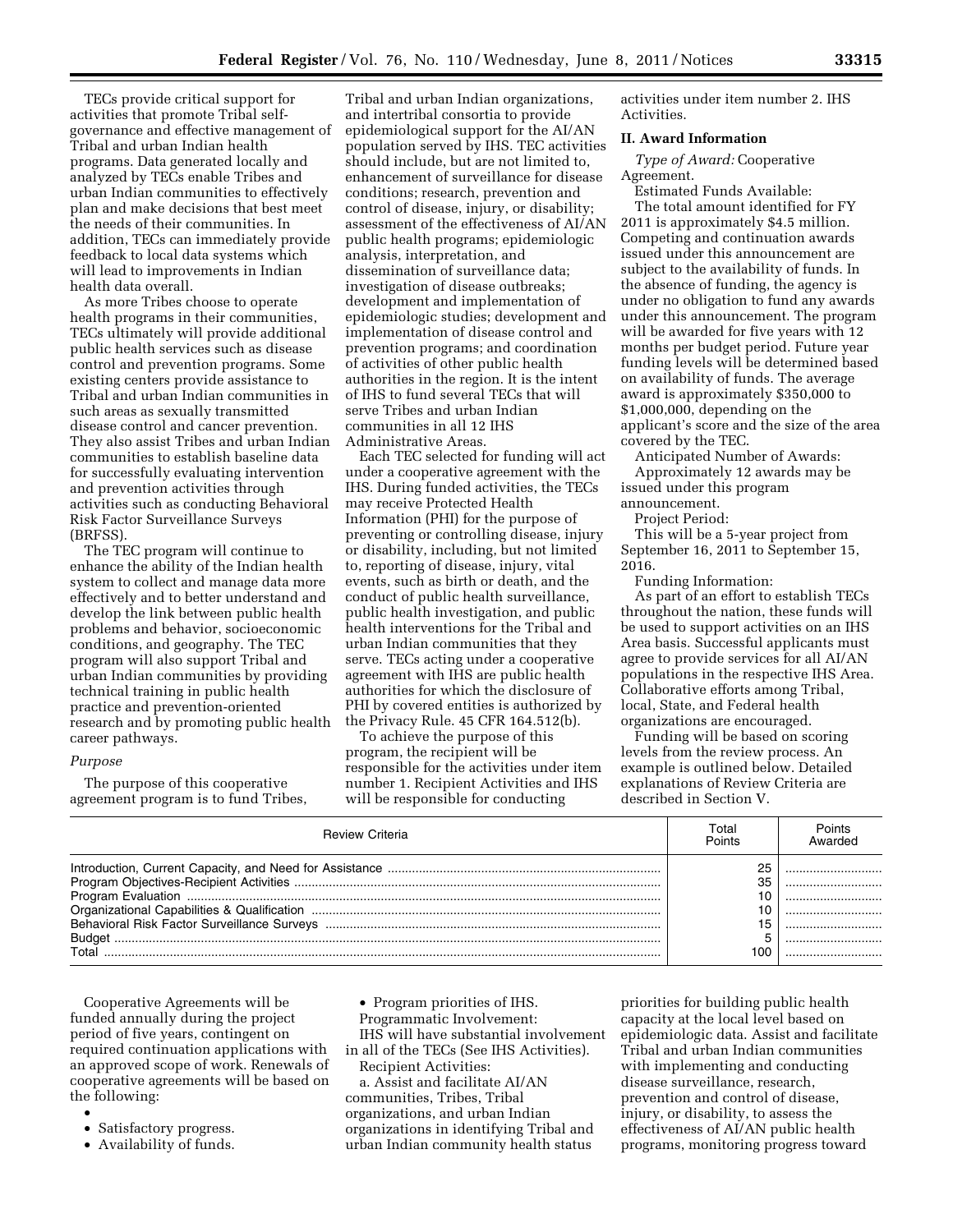TECs provide critical support for activities that promote Tribal self-governance and effective management of Tribal and urban Indian health programs. Data generated locally and analyzed by TECs enable Tribes and urban Indian communities to effectively plan and make decisions that best meet the needs of their communities. In addition, TECs can immediately provide feedback to local data systems which will lead to improvements in Indian health data overall.

As more Tribes choose to operate health programs in their communities, TECs ultimately will provide additional public health services such as disease control and prevention programs. Some existing centers provide assistance to Tribal and urban Indian communities in such areas as sexually transmitted disease control and cancer prevention. They also assist Tribes and urban Indian communities to establish baseline data for successfully evaluating intervention and prevention activities through activities such as conducting Behavioral Risk Factor Surveillance Surveys (BRFSS).

The TEC program will continue to enhance the ability of the Indian health system to collect and manage data more effectively and to better understand and develop the link between public health problems and behavior, socioeconomic conditions, and geography. The TEC program will also support Tribal and urban Indian communities by providing technical training in public health practice and prevention-oriented research and by promoting public health career pathways.

*Purpose*

The purpose of this cooperative agreement program is to fund Tribes, Tribal and urban Indian organizations, and intertribal consortia to provide epidemiological support for the AI/AN population served by IHS. TEC activities should include, but are not limited to, enhancement of surveillance for disease conditions; research, prevention and control of disease, injury, or disability; assessment of the effectiveness of AI/AN public health programs; epidemiologic analysis, interpretation, and dissemination of surveillance data; investigation of disease outbreaks; development and implementation of epidemiologic studies; development and implementation of disease control and prevention programs; and coordination of activities of other public health authorities in the region. It is the intent of IHS to fund several TECs that will serve Tribes and urban Indian communities in all 12 IHS Administrative Areas.

Each TEC selected for funding will act under a cooperative agreement with the IHS. During funded activities, the TECs may receive Protected Health Information (PHI) for the purpose of preventing or controlling disease, injury or disability, including, but not limited to, reporting of disease, injury, vital events, such as birth or death, and the conduct of public health surveillance, public health investigation, and public health interventions for the Tribal and urban Indian communities that they serve. TECs acting under a cooperative agreement with IHS are public health authorities for which the disclosure of PHI by covered entities is authorized by the Privacy Rule. 45 CFR 164.512(b).

To achieve the purpose of this program, the recipient will be responsible for the activities under item number 1. Recipient Activities and IHS will be responsible for conducting activities under item number 2. IHS Activities.

## II. Award Information

*Type of Award:* Cooperative Agreement.

Estimated Funds Available:

The total amount identified for FY 2011 is approximately $4.5 million. Competing and continuation awards issued under this announcement are subject to the availability of funds. In the absence of funding, the agency is under no obligation to fund any awards under this announcement. The program will be awarded for five years with 12 months per budget period. Future year funding levels will be determined based on availability of funds. The average award is approximately $350,000 to $1,000,000, depending on the applicant's score and the size of the area covered by the TEC.

Anticipated Number of Awards:

Approximately 12 awards may be issued under this program announcement.

Project Period:

This will be a 5-year project from September 16, 2011 to September 15, 2016.

Funding Information:

As part of an effort to establish TECs throughout the nation, these funds will be used to support activities on an IHS Area basis. Successful applicants must agree to provide services for all AI/AN populations in the respective IHS Area. Collaborative efforts among Tribal, local, State, and Federal health organizations are encouraged.

Funding will be based on scoring levels from the review process. An example is outlined below. Detailed explanations of Review Criteria are described in Section V.

| Review Criteria | Total Points | Points Awarded |
|---|---|---|
| Introduction, Current Capacity, and Need for Assistance | 25 | |
| Program Objectives-Recipient Activities | 35 | |
| Program Evaluation | 10 | |
| Organizational Capabilities & Qualification | 10 | |
| Behavioral Risk Factor Surveillance Surveys | 15 | |
| Budget | 5 | |
| Total | 100 | |

Cooperative Agreements will be funded annually during the project period of five years, contingent on required continuation applications with an approved scope of work. Renewals of cooperative agreements will be based on the following:

- 
- Satisfactory progress.
- Availability of funds.
- Program priorities of IHS.

Programmatic Involvement:

IHS will have substantial involvement in all of the TECs (See IHS Activities).

Recipient Activities:

a. Assist and facilitate AI/AN communities, Tribes, Tribal organizations, and urban Indian organizations in identifying Tribal and urban Indian community health status priorities for building public health capacity at the local level based on epidemiologic data. Assist and facilitate Tribal and urban Indian communities with implementing and conducting disease surveillance, research, prevention and control of disease, injury, or disability, to assess the effectiveness of AI/AN public health programs, monitoring progress toward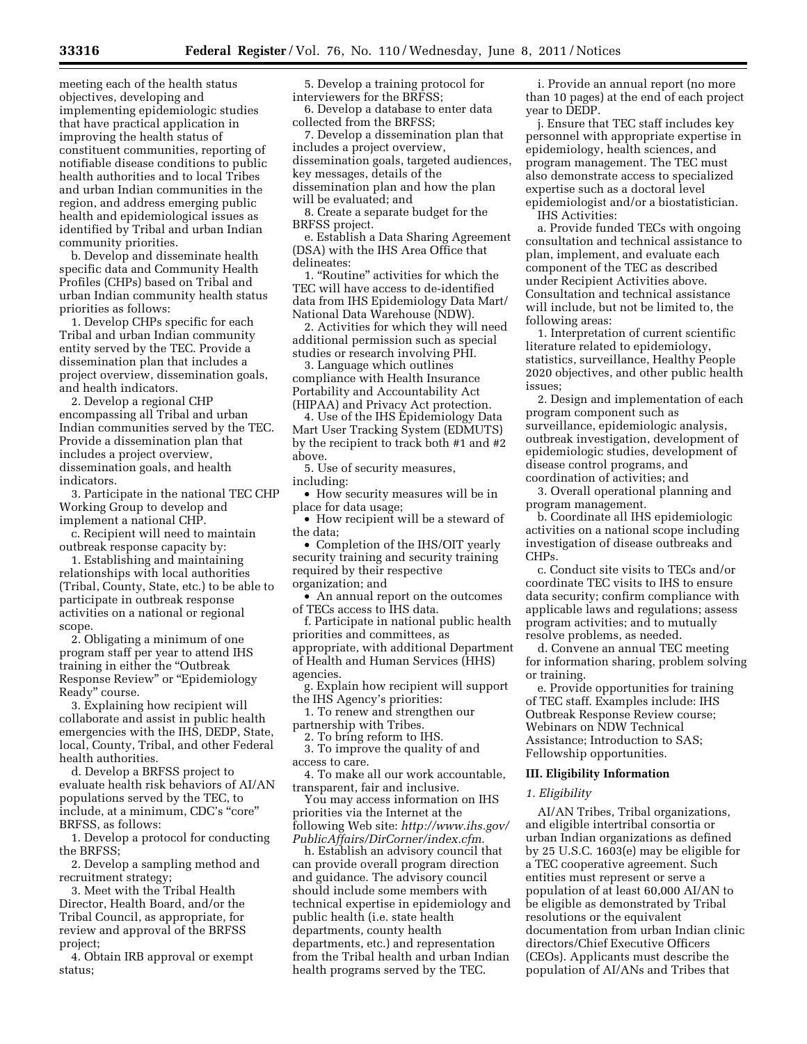meeting each of the health status objectives, developing and implementing epidemiologic studies that have practical application in improving the health status of constituent communities, reporting of notifiable disease conditions to public health authorities and to local Tribes and urban Indian communities in the region, and address emerging public health and epidemiological issues as identified by Tribal and urban Indian community priorities.

b. Develop and disseminate health specific data and Community Health Profiles (CHPs) based on Tribal and urban Indian community health status priorities as follows:

1. Develop CHPs specific for each Tribal and urban Indian community entity served by the TEC. Provide a dissemination plan that includes a project overview, dissemination goals, and health indicators.

2. Develop a regional CHP encompassing all Tribal and urban Indian communities served by the TEC. Provide a dissemination plan that includes a project overview, dissemination goals, and health indicators.

3. Participate in the national TEC CHP Working Group to develop and implement a national CHP.

c. Recipient will need to maintain outbreak response capacity by:

1. Establishing and maintaining relationships with local authorities (Tribal, County, State, etc.) to be able to participate in outbreak response activities on a national or regional scope.

2. Obligating a minimum of one program staff per year to attend IHS training in either the "Outbreak Response Review" or "Epidemiology Ready" course.

3. Explaining how recipient will collaborate and assist in public health emergencies with the IHS, DEDP, State, local, County, Tribal, and other Federal health authorities.

d. Develop a BRFSS project to evaluate health risk behaviors of AI/AN populations served by the TEC, to include, at a minimum, CDC's "core" BRFSS, as follows:

1. Develop a protocol for conducting the BRFSS;

2. Develop a sampling method and recruitment strategy;

3. Meet with the Tribal Health Director, Health Board, and/or the Tribal Council, as appropriate, for review and approval of the BRFSS project;

4. Obtain IRB approval or exempt status;

5. Develop a training protocol for interviewers for the BRFSS;

6. Develop a database to enter data collected from the BRFSS;

7. Develop a dissemination plan that includes a project overview, dissemination goals, targeted audiences, key messages, details of the dissemination plan and how the plan will be evaluated; and

8. Create a separate budget for the BRFSS project.

e. Establish a Data Sharing Agreement (DSA) with the IHS Area Office that delineates:

1. "Routine" activities for which the TEC will have access to de-identified data from IHS Epidemiology Data Mart/ National Data Warehouse (NDW).

2. Activities for which they will need additional permission such as special studies or research involving PHI.

3. Language which outlines compliance with Health Insurance Portability and Accountability Act (HIPAA) and Privacy Act protection.

4. Use of the IHS Epidemiology Data Mart User Tracking System (EDMUTS) by the recipient to track both #1 and #2 above.

5. Use of security measures, including:

- How security measures will be in place for data usage;
- How recipient will be a steward of the data;
- Completion of the IHS/OIT yearly security training and security training required by their respective organization; and
- An annual report on the outcomes of TECs access to IHS data.

f. Participate in national public health priorities and committees, as appropriate, with additional Department of Health and Human Services (HHS) agencies.

g. Explain how recipient will support the IHS Agency's priorities:

1. To renew and strengthen our partnership with Tribes.

2. To bring reform to IHS.

3. To improve the quality of and access to care.

4. To make all our work accountable, transparent, fair and inclusive.

You may access information on IHS priorities via the Internet at the following Web site: *http://www.ihs.gov/PublicAffairs/DirCorner/index.cfm.*

h. Establish an advisory council that can provide overall program direction and guidance. The advisory council should include some members with technical expertise in epidemiology and public health (i.e. state health departments, county health departments, etc.) and representation from the Tribal health and urban Indian health programs served by the TEC.

i. Provide an annual report (no more than 10 pages) at the end of each project year to DEDP.

j. Ensure that TEC staff includes key personnel with appropriate expertise in epidemiology, health sciences, and program management. The TEC must also demonstrate access to specialized expertise such as a doctoral level epidemiologist and/or a biostatistician.

IHS Activities:

a. Provide funded TECs with ongoing consultation and technical assistance to plan, implement, and evaluate each component of the TEC as described under Recipient Activities above. Consultation and technical assistance will include, but not be limited to, the following areas:

1. Interpretation of current scientific literature related to epidemiology, statistics, surveillance, Healthy People 2020 objectives, and other public health issues;

2. Design and implementation of each program component such as surveillance, epidemiologic analysis, outbreak investigation, development of epidemiologic studies, development of disease control programs, and coordination of activities; and

3. Overall operational planning and program management.

b. Coordinate all IHS epidemiologic activities on a national scope including investigation of disease outbreaks and CHPs.

c. Conduct site visits to TECs and/or coordinate TEC visits to IHS to ensure data security; confirm compliance with applicable laws and regulations; assess program activities; and to mutually resolve problems, as needed.

d. Convene an annual TEC meeting for information sharing, problem solving or training.

e. Provide opportunities for training of TEC staff. Examples include: IHS Outbreak Response Review course; Webinars on NDW Technical Assistance; Introduction to SAS; Fellowship opportunities.

## III. Eligibility Information

### *1. Eligibility*

AI/AN Tribes, Tribal organizations, and eligible intertribal consortia or urban Indian organizations as defined by 25 U.S.C. 1603(e) may be eligible for a TEC cooperative agreement. Such entities must represent or serve a population of at least 60,000 AI/AN to be eligible as demonstrated by Tribal resolutions or the equivalent documentation from urban Indian clinic directors/Chief Executive Officers (CEOs). Applicants must describe the population of AI/ANs and Tribes that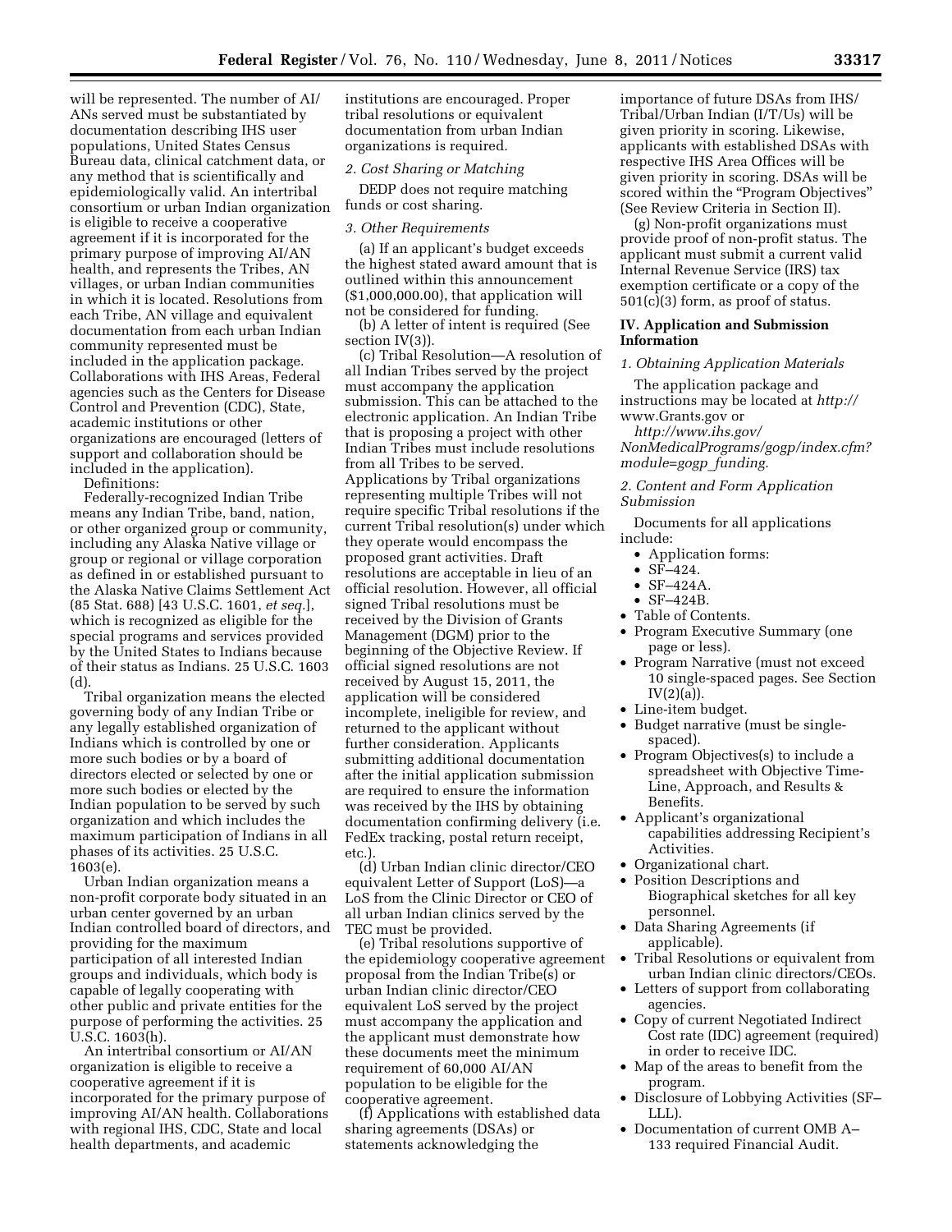will be represented. The number of AI/ANs served must be substantiated by documentation describing IHS user populations, United States Census Bureau data, clinical catchment data, or any method that is scientifically and epidemiologically valid. An intertribal consortium or urban Indian organization is eligible to receive a cooperative agreement if it is incorporated for the primary purpose of improving AI/AN health, and represents the Tribes, AN villages, or urban Indian communities in which it is located. Resolutions from each Tribe, AN village and equivalent documentation from each urban Indian community represented must be included in the application package. Collaborations with IHS Areas, Federal agencies such as the Centers for Disease Control and Prevention (CDC), State, academic institutions or other organizations are encouraged (letters of support and collaboration should be included in the application).

Definitions:

Federally-recognized Indian Tribe means any Indian Tribe, band, nation, or other organized group or community, including any Alaska Native village or group or regional or village corporation as defined in or established pursuant to the Alaska Native Claims Settlement Act (85 Stat. 688) [43 U.S.C. 1601, *et seq.*], which is recognized as eligible for the special programs and services provided by the United States to Indians because of their status as Indians. 25 U.S.C. 1603 (d).

Tribal organization means the elected governing body of any Indian Tribe or any legally established organization of Indians which is controlled by one or more such bodies or by a board of directors elected or selected by one or more such bodies or elected by the Indian population to be served by such organization and which includes the maximum participation of Indians in all phases of its activities. 25 U.S.C. 1603(e).

Urban Indian organization means a non-profit corporate body situated in an urban center governed by an urban Indian controlled board of directors, and providing for the maximum participation of all interested Indian groups and individuals, which body is capable of legally cooperating with other public and private entities for the purpose of performing the activities. 25 U.S.C. 1603(h).

An intertribal consortium or AI/AN organization is eligible to receive a cooperative agreement if it is incorporated for the primary purpose of improving AI/AN health. Collaborations with regional IHS, CDC, State and local health departments, and academic institutions are encouraged. Proper tribal resolutions or equivalent documentation from urban Indian organizations is required.

*2. Cost Sharing or Matching*

DEDP does not require matching funds or cost sharing.

*3. Other Requirements*

(a) If an applicant's budget exceeds the highest stated award amount that is outlined within this announcement ($1,000,000.00), that application will not be considered for funding.

(b) A letter of intent is required (See section IV(3)).

(c) Tribal Resolution—A resolution of all Indian Tribes served by the project must accompany the application submission. This can be attached to the electronic application. An Indian Tribe that is proposing a project with other Indian Tribes must include resolutions from all Tribes to be served. Applications by Tribal organizations representing multiple Tribes will not require specific Tribal resolutions if the current Tribal resolution(s) under which they operate would encompass the proposed grant activities. Draft resolutions are acceptable in lieu of an official resolution. However, all official signed Tribal resolutions must be received by the Division of Grants Management (DGM) prior to the beginning of the Objective Review. If official signed resolutions are not received by August 15, 2011, the application will be considered incomplete, ineligible for review, and returned to the applicant without further consideration. Applicants submitting additional documentation after the initial application submission are required to ensure the information was received by the IHS by obtaining documentation confirming delivery (i.e. FedEx tracking, postal return receipt, etc.).

(d) Urban Indian clinic director/CEO equivalent Letter of Support (LoS)—a LoS from the Clinic Director or CEO of all urban Indian clinics served by the TEC must be provided.

(e) Tribal resolutions supportive of the epidemiology cooperative agreement proposal from the Indian Tribe(s) or urban Indian clinic director/CEO equivalent LoS served by the project must accompany the application and the applicant must demonstrate how these documents meet the minimum requirement of 60,000 AI/AN population to be eligible for the cooperative agreement.

(f) Applications with established data sharing agreements (DSAs) or statements acknowledging the importance of future DSAs from IHS/Tribal/Urban Indian (I/T/Us) will be given priority in scoring. Likewise, applicants with established DSAs with respective IHS Area Offices will be given priority in scoring. DSAs will be scored within the "Program Objectives" (See Review Criteria in Section II).

(g) Non-profit organizations must provide proof of non-profit status. The applicant must submit a current valid Internal Revenue Service (IRS) tax exemption certificate or a copy of the 501(c)(3) form, as proof of status.

## IV. Application and Submission Information

*1. Obtaining Application Materials*

The application package and instructions may be located at *http://www.Grants.gov* or *http://www.ihs.gov/NonMedicalPrograms/gogp/index.cfm?module=gogp_funding.*

*2. Content and Form Application Submission*

Documents for all applications include:

- Application forms:
  - SF–424.
  - SF–424A.
  - SF–424B.
- Table of Contents.
- Program Executive Summary (one page or less).
- Program Narrative (must not exceed 10 single-spaced pages. See Section IV(2)(a)).
- Line-item budget.
- Budget narrative (must be single-spaced).
- Program Objectives(s) to include a spreadsheet with Objective Time-Line, Approach, and Results & Benefits.
- Applicant's organizational capabilities addressing Recipient's Activities.
- Organizational chart.
- Position Descriptions and Biographical sketches for all key personnel.
- Data Sharing Agreements (if applicable).
- Tribal Resolutions or equivalent from urban Indian clinic directors/CEOs.
- Letters of support from collaborating agencies.
- Copy of current Negotiated Indirect Cost rate (IDC) agreement (required) in order to receive IDC.
- Map of the areas to benefit from the program.
- Disclosure of Lobbying Activities (SF–LLL).
- Documentation of current OMB A–133 required Financial Audit.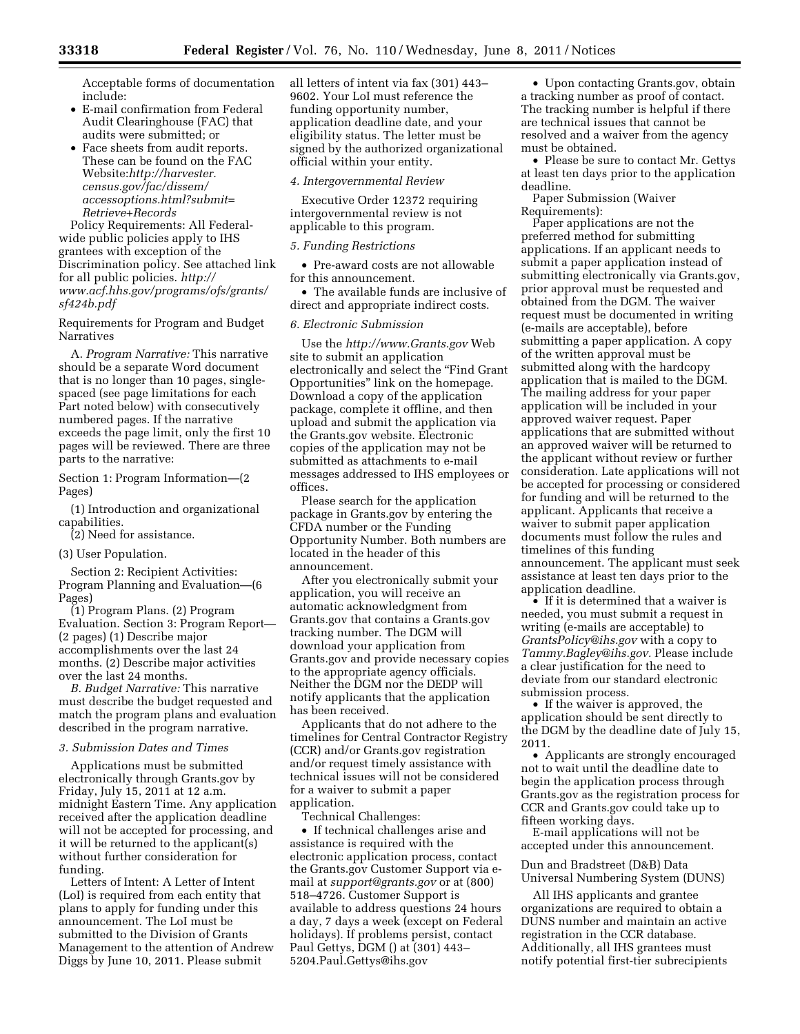Acceptable forms of documentation include:

- E-mail confirmation from Federal Audit Clearinghouse (FAC) that audits were submitted; or
- Face sheets from audit reports. These can be found on the FAC Website:*http://harvester.census.gov/fac/dissem/accessoptions.html?submit=Retrieve+Records*

Policy Requirements: All Federal-wide public policies apply to IHS grantees with exception of the Discrimination policy. See attached link for all public policies. *http://www.acf.hhs.gov/programs/ofs/grants/sf424b.pdf*

Requirements for Program and Budget Narratives

A. *Program Narrative:* This narrative should be a separate Word document that is no longer than 10 pages, single-spaced (see page limitations for each Part noted below) with consecutively numbered pages. If the narrative exceeds the page limit, only the first 10 pages will be reviewed. There are three parts to the narrative:

Section 1: Program Information—(2 Pages)

(1) Introduction and organizational capabilities.

(2) Need for assistance.

(3) User Population.

Section 2: Recipient Activities: Program Planning and Evaluation—(6 Pages)

(1) Program Plans. (2) Program Evaluation. Section 3: Program Report—(2 pages) (1) Describe major accomplishments over the last 24 months. (2) Describe major activities over the last 24 months.

*B. Budget Narrative:* This narrative must describe the budget requested and match the program plans and evaluation described in the program narrative.

*3. Submission Dates and Times*

Applications must be submitted electronically through Grants.gov by Friday, July 15, 2011 at 12 a.m. midnight Eastern Time. Any application received after the application deadline will not be accepted for processing, and it will be returned to the applicant(s) without further consideration for funding.

Letters of Intent: A Letter of Intent (LoI) is required from each entity that plans to apply for funding under this announcement. The LoI must be submitted to the Division of Grants Management to the attention of Andrew Diggs by June 10, 2011. Please submit all letters of intent via fax (301) 443–9602. Your LoI must reference the funding opportunity number, application deadline date, and your eligibility status. The letter must be signed by the authorized organizational official within your entity.

*4. Intergovernmental Review*

Executive Order 12372 requiring intergovernmental review is not applicable to this program.

*5. Funding Restrictions*

- Pre-award costs are not allowable for this announcement.
- The available funds are inclusive of direct and appropriate indirect costs.

*6. Electronic Submission*

Use the *http://www.Grants.gov* Web site to submit an application electronically and select the "Find Grant Opportunities" link on the homepage. Download a copy of the application package, complete it offline, and then upload and submit the application via the Grants.gov website. Electronic copies of the application may not be submitted as attachments to e-mail messages addressed to IHS employees or offices.

Please search for the application package in Grants.gov by entering the CFDA number or the Funding Opportunity Number. Both numbers are located in the header of this announcement.

After you electronically submit your application, you will receive an automatic acknowledgment from Grants.gov that contains a Grants.gov tracking number. The DGM will download your application from Grants.gov and provide necessary copies to the appropriate agency officials. Neither the DGM nor the DEDP will notify applicants that the application has been received.

Applicants that do not adhere to the timelines for Central Contractor Registry (CCR) and/or Grants.gov registration and/or request timely assistance with technical issues will not be considered for a waiver to submit a paper application.

Technical Challenges:

- If technical challenges arise and assistance is required with the electronic application process, contact the Grants.gov Customer Support via e-mail at *support@grants.gov* or at (800) 518–4726. Customer Support is available to address questions 24 hours a day, 7 days a week (except on Federal holidays). If problems persist, contact Paul Gettys, DGM () at (301) 443–5204.Paul.Gettys@ihs.gov
- Upon contacting Grants.gov, obtain a tracking number as proof of contact. The tracking number is helpful if there are technical issues that cannot be resolved and a waiver from the agency must be obtained.
- Please be sure to contact Mr. Gettys at least ten days prior to the application deadline.

Paper Submission (Waiver Requirements):

Paper applications are not the preferred method for submitting applications. If an applicant needs to submit a paper application instead of submitting electronically via Grants.gov, prior approval must be requested and obtained from the DGM. The waiver request must be documented in writing (e-mails are acceptable), before submitting a paper application. A copy of the written approval must be submitted along with the hardcopy application that is mailed to the DGM. The mailing address for your paper application will be included in your approved waiver request. Paper applications that are submitted without an approved waiver will be returned to the applicant without review or further consideration. Late applications will not be accepted for processing or considered for funding and will be returned to the applicant. Applicants that receive a waiver to submit paper application documents must follow the rules and timelines of this funding announcement. The applicant must seek assistance at least ten days prior to the application deadline.

- If it is determined that a waiver is needed, you must submit a request in writing (e-mails are acceptable) to *GrantsPolicy@ihs.gov* with a copy to *Tammy.Bagley@ihs.gov.* Please include a clear justification for the need to deviate from our standard electronic submission process.
- If the waiver is approved, the application should be sent directly to the DGM by the deadline date of July 15, 2011.
- Applicants are strongly encouraged not to wait until the deadline date to begin the application process through Grants.gov as the registration process for CCR and Grants.gov could take up to fifteen working days.

E-mail applications will not be accepted under this announcement.

Dun and Bradstreet (D&B) Data Universal Numbering System (DUNS)

All IHS applicants and grantee organizations are required to obtain a DUNS number and maintain an active registration in the CCR database. Additionally, all IHS grantees must notify potential first-tier subrecipients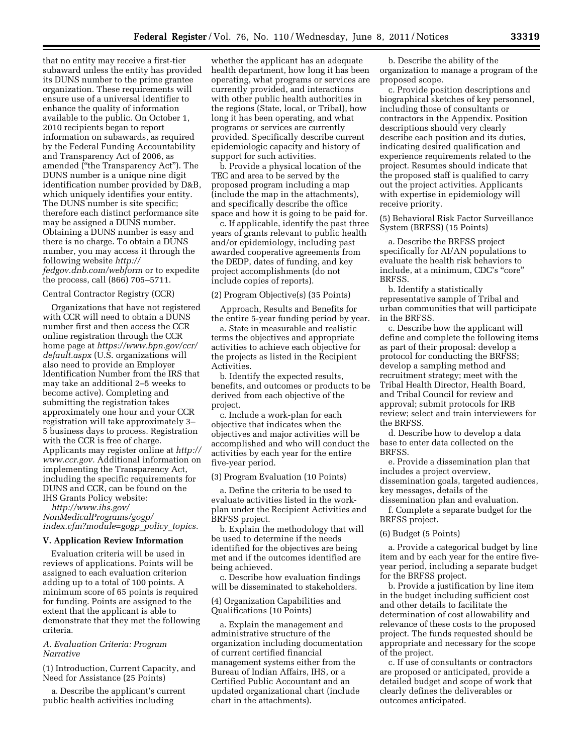that no entity may receive a first-tier subaward unless the entity has provided its DUNS number to the prime grantee organization. These requirements will ensure use of a universal identifier to enhance the quality of information available to the public. On October 1, 2010 recipients began to report information on subawards, as required by the Federal Funding Accountability and Transparency Act of 2006, as amended ("the Transparency Act"). The DUNS number is a unique nine digit identification number provided by D&B, which uniquely identifies your entity. The DUNS number is site specific; therefore each distinct performance site may be assigned a DUNS number. Obtaining a DUNS number is easy and there is no charge. To obtain a DUNS number, you may access it through the following website *http://fedgov.dnb.com/webform* or to expedite the process, call (866) 705–5711.

Central Contractor Registry (CCR)

Organizations that have not registered with CCR will need to obtain a DUNS number first and then access the CCR online registration through the CCR home page at *https://www.bpn.gov/ccr/default.aspx* (U.S. organizations will also need to provide an Employer Identification Number from the IRS that may take an additional 2–5 weeks to become active). Completing and submitting the registration takes approximately one hour and your CCR registration will take approximately 3–5 business days to process. Registration with the CCR is free of charge. Applicants may register online at *http://www.ccr.gov.* Additional information on implementing the Transparency Act, including the specific requirements for DUNS and CCR, can be found on the IHS Grants Policy website:

*http://www.ihs.gov/NonMedicalPrograms/gogp/index.cfm?module=gogp_policy_topics.*

## V. Application Review Information

Evaluation criteria will be used in reviews of applications. Points will be assigned to each evaluation criterion adding up to a total of 100 points. A minimum score of 65 points is required for funding. Points are assigned to the extent that the applicant is able to demonstrate that they met the following criteria.

### *A. Evaluation Criteria: Program Narrative*

(1) Introduction, Current Capacity, and Need for Assistance (25 Points)

a. Describe the applicant's current public health activities including whether the applicant has an adequate health department, how long it has been operating, what programs or services are currently provided, and interactions with other public health authorities in the regions (State, local, or Tribal), how long it has been operating, and what programs or services are currently provided. Specifically describe current epidemiologic capacity and history of support for such activities.

b. Provide a physical location of the TEC and area to be served by the proposed program including a map (include the map in the attachments), and specifically describe the office space and how it is going to be paid for.

c. If applicable, identify the past three years of grants relevant to public health and/or epidemiology, including past awarded cooperative agreements from the DEDP, dates of funding, and key project accomplishments (do not include copies of reports).

(2) Program Objective(s) (35 Points)

Approach, Results and Benefits for the entire 5-year funding period by year.

a. State in measurable and realistic terms the objectives and appropriate activities to achieve each objective for the projects as listed in the Recipient Activities.

b. Identify the expected results, benefits, and outcomes or products to be derived from each objective of the project.

c. Include a work-plan for each objective that indicates when the objectives and major activities will be accomplished and who will conduct the activities by each year for the entire five-year period.

(3) Program Evaluation (10 Points)

a. Define the criteria to be used to evaluate activities listed in the work-plan under the Recipient Activities and BRFSS project.

b. Explain the methodology that will be used to determine if the needs identified for the objectives are being met and if the outcomes identified are being achieved.

c. Describe how evaluation findings will be disseminated to stakeholders.

(4) Organization Capabilities and Qualifications (10 Points)

a. Explain the management and administrative structure of the organization including documentation of current certified financial management systems either from the Bureau of Indian Affairs, IHS, or a Certified Public Accountant and an updated organizational chart (include chart in the attachments).

b. Describe the ability of the organization to manage a program of the proposed scope.

c. Provide position descriptions and biographical sketches of key personnel, including those of consultants or contractors in the Appendix. Position descriptions should very clearly describe each position and its duties, indicating desired qualification and experience requirements related to the project. Resumes should indicate that the proposed staff is qualified to carry out the project activities. Applicants with expertise in epidemiology will receive priority.

(5) Behavioral Risk Factor Surveillance System (BRFSS) (15 Points)

a. Describe the BRFSS project specifically for AI/AN populations to evaluate the health risk behaviors to include, at a minimum, CDC's "core" BRFSS.

b. Identify a statistically representative sample of Tribal and urban communities that will participate in the BRFSS.

c. Describe how the applicant will define and complete the following items as part of their proposal: develop a protocol for conducting the BRFSS; develop a sampling method and recruitment strategy; meet with the Tribal Health Director, Health Board, and Tribal Council for review and approval; submit protocols for IRB review; select and train interviewers for the BRFSS.

d. Describe how to develop a data base to enter data collected on the BRFSS.

e. Provide a dissemination plan that includes a project overview, dissemination goals, targeted audiences, key messages, details of the dissemination plan and evaluation.

f. Complete a separate budget for the BRFSS project.

(6) Budget (5 Points)

a. Provide a categorical budget by line item and by each year for the entire five-year period, including a separate budget for the BRFSS project.

b. Provide a justification by line item in the budget including sufficient cost and other details to facilitate the determination of cost allowability and relevance of these costs to the proposed project. The funds requested should be appropriate and necessary for the scope of the project.

c. If use of consultants or contractors are proposed or anticipated, provide a detailed budget and scope of work that clearly defines the deliverables or outcomes anticipated.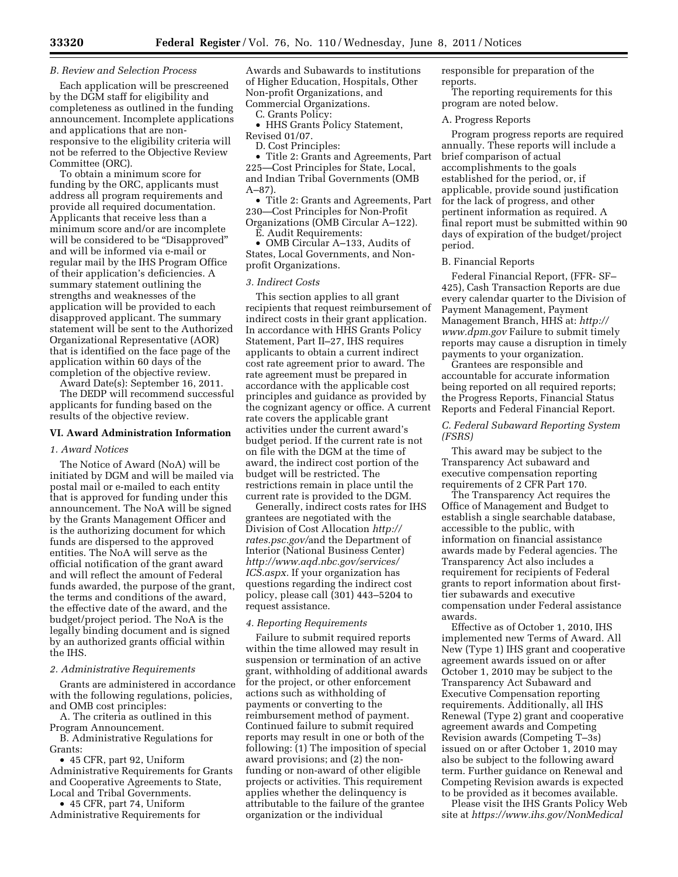### *B. Review and Selection Process*

Each application will be prescreened by the DGM staff for eligibility and completeness as outlined in the funding announcement. Incomplete applications and applications that are non-responsive to the eligibility criteria will not be referred to the Objective Review Committee (ORC).

To obtain a minimum score for funding by the ORC, applicants must address all program requirements and provide all required documentation. Applicants that receive less than a minimum score and/or are incomplete will be considered to be "Disapproved" and will be informed via e-mail or regular mail by the IHS Program Office of their application's deficiencies. A summary statement outlining the strengths and weaknesses of the application will be provided to each disapproved applicant. The summary statement will be sent to the Authorized Organizational Representative (AOR) that is identified on the face page of the application within 60 days of the completion of the objective review.

Award Date(s): September 16, 2011.

The DEDP will recommend successful applicants for funding based on the results of the objective review.

## VI. Award Administration Information

### *1. Award Notices*

The Notice of Award (NoA) will be initiated by DGM and will be mailed via postal mail or e-mailed to each entity that is approved for funding under this announcement. The NoA will be signed by the Grants Management Officer and is the authorizing document for which funds are dispersed to the approved entities. The NoA will serve as the official notification of the grant award and will reflect the amount of Federal funds awarded, the purpose of the grant, the terms and conditions of the award, the effective date of the award, and the budget/project period. The NoA is the legally binding document and is signed by an authorized grants official within the IHS.

### *2. Administrative Requirements*

Grants are administered in accordance with the following regulations, policies, and OMB cost principles:

A. The criteria as outlined in this Program Announcement.

B. Administrative Regulations for Grants:

- 45 CFR, part 92, Uniform Administrative Requirements for Grants and Cooperative Agreements to State, Local and Tribal Governments.
- 45 CFR, part 74, Uniform Administrative Requirements for Awards and Subawards to institutions of Higher Education, Hospitals, Other Non-profit Organizations, and Commercial Organizations.

C. Grants Policy:

- HHS Grants Policy Statement, Revised 01/07.

D. Cost Principles:

- Title 2: Grants and Agreements, Part 225—Cost Principles for State, Local, and Indian Tribal Governments (OMB A–87).
- Title 2: Grants and Agreements, Part 230—Cost Principles for Non-Profit Organizations (OMB Circular A–122).

E. Audit Requirements:

- OMB Circular A–133, Audits of States, Local Governments, and Non-profit Organizations.

### *3. Indirect Costs*

This section applies to all grant recipients that request reimbursement of indirect costs in their grant application. In accordance with HHS Grants Policy Statement, Part II–27, IHS requires applicants to obtain a current indirect cost rate agreement prior to award. The rate agreement must be prepared in accordance with the applicable cost principles and guidance as provided by the cognizant agency or office. A current rate covers the applicable grant activities under the current award's budget period. If the current rate is not on file with the DGM at the time of award, the indirect cost portion of the budget will be restricted. The restrictions remain in place until the current rate is provided to the DGM.

Generally, indirect costs rates for IHS grantees are negotiated with the Division of Cost Allocation *http://rates.psc.gov/*and the Department of Interior (National Business Center) *http://www.aqd.nbc.gov/services/ICS.aspx.* If your organization has questions regarding the indirect cost policy, please call (301) 443–5204 to request assistance.

### *4. Reporting Requirements*

Failure to submit required reports within the time allowed may result in suspension or termination of an active grant, withholding of additional awards for the project, or other enforcement actions such as withholding of payments or converting to the reimbursement method of payment. Continued failure to submit required reports may result in one or both of the following: (1) The imposition of special award provisions; and (2) the non-funding or non-award of other eligible projects or activities. This requirement applies whether the delinquency is attributable to the failure of the grantee organization or the individual responsible for preparation of the reports.

The reporting requirements for this program are noted below.

A. Progress Reports

Program progress reports are required annually. These reports will include a brief comparison of actual accomplishments to the goals established for the period, or, if applicable, provide sound justification for the lack of progress, and other pertinent information as required. A final report must be submitted within 90 days of expiration of the budget/project period.

B. Financial Reports

Federal Financial Report, (FFR- SF–425), Cash Transaction Reports are due every calendar quarter to the Division of Payment Management, Payment Management Branch, HHS at: *http://www.dpm.gov* Failure to submit timely reports may cause a disruption in timely payments to your organization.

Grantees are responsible and accountable for accurate information being reported on all required reports; the Progress Reports, Financial Status Reports and Federal Financial Report.

### *C. Federal Subaward Reporting System (FSRS)*

This award may be subject to the Transparency Act subaward and executive compensation reporting requirements of 2 CFR Part 170.

The Transparency Act requires the Office of Management and Budget to establish a single searchable database, accessible to the public, with information on financial assistance awards made by Federal agencies. The Transparency Act also includes a requirement for recipients of Federal grants to report information about first-tier subawards and executive compensation under Federal assistance awards.

Effective as of October 1, 2010, IHS implemented new Terms of Award. All New (Type 1) IHS grant and cooperative agreement awards issued on or after October 1, 2010 may be subject to the Transparency Act Subaward and Executive Compensation reporting requirements. Additionally, all IHS Renewal (Type 2) grant and cooperative agreement awards and Competing Revision awards (Competing T–3s) issued on or after October 1, 2010 may also be subject to the following award term. Further guidance on Renewal and Competing Revision awards is expected to be provided as it becomes available.

Please visit the IHS Grants Policy Web site at *https://www.ihs.gov/NonMedical*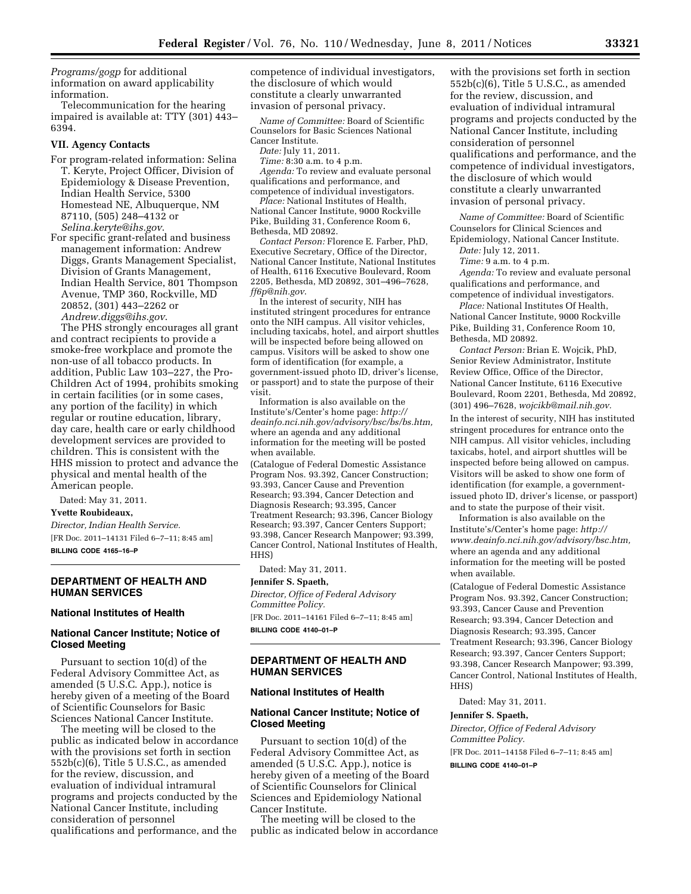*Programs/gogp* for additional information on award applicability information.

Telecommunication for the hearing impaired is available at: TTY (301) 443–6394.

### VII. Agency Contacts

For program-related information: Selina T. Keryte, Project Officer, Division of Epidemiology & Disease Prevention, Indian Health Service, 5300 Homestead NE, Albuquerque, NM 87110, (505) 248–4132 or *Selina.keryte@ihs.gov*.

For specific grant-related and business management information: Andrew Diggs, Grants Management Specialist, Division of Grants Management, Indian Health Service, 801 Thompson Avenue, TMP 360, Rockville, MD 20852, (301) 443–2262 or *Andrew.diggs@ihs.gov*.

The PHS strongly encourages all grant and contract recipients to provide a smoke-free workplace and promote the non-use of all tobacco products. In addition, Public Law 103–227, the Pro-Children Act of 1994, prohibits smoking in certain facilities (or in some cases, any portion of the facility) in which regular or routine education, library, day care, health care or early childhood development services are provided to children. This is consistent with the HHS mission to protect and advance the physical and mental health of the American people.

Dated: May 31, 2011.

**Yvette Roubideaux,**

*Director, Indian Health Service.*

[FR Doc. 2011–14131 Filed 6–7–11; 8:45 am]

**BILLING CODE 4165–16–P**

## DEPARTMENT OF HEALTH AND HUMAN SERVICES

### National Institutes of Health

### National Cancer Institute; Notice of Closed Meeting

Pursuant to section 10(d) of the Federal Advisory Committee Act, as amended (5 U.S.C. App.), notice is hereby given of a meeting of the Board of Scientific Counselors for Basic Sciences National Cancer Institute.

The meeting will be closed to the public as indicated below in accordance with the provisions set forth in section 552b(c)(6), Title 5 U.S.C., as amended for the review, discussion, and evaluation of individual intramural programs and projects conducted by the National Cancer Institute, including consideration of personnel qualifications and performance, and the competence of individual investigators, the disclosure of which would constitute a clearly unwarranted invasion of personal privacy.

*Name of Committee:* Board of Scientific Counselors for Basic Sciences National Cancer Institute.

*Date:* July 11, 2011.

*Time:* 8:30 a.m. to 4 p.m.

*Agenda:* To review and evaluate personal qualifications and performance, and competence of individual investigators.

*Place:* National Institutes of Health, National Cancer Institute, 9000 Rockville Pike, Building 31, Conference Room 6, Bethesda, MD 20892.

*Contact Person:* Florence E. Farber, PhD, Executive Secretary, Office of the Director, National Cancer Institute, National Institutes of Health, 6116 Executive Boulevard, Room 2205, Bethesda, MD 20892, 301–496–7628, *ff6p@nih.gov*.

In the interest of security, NIH has instituted stringent procedures for entrance onto the NIH campus. All visitor vehicles, including taxicabs, hotel, and airport shuttles will be inspected before being allowed on campus. Visitors will be asked to show one form of identification (for example, a government-issued photo ID, driver's license, or passport) and to state the purpose of their visit.

Information is also available on the Institute's/Center's home page: *http://deainfo.nci.nih.gov/advisory/bsc/bs/bs.htm,* where an agenda and any additional information for the meeting will be posted when available.

(Catalogue of Federal Domestic Assistance Program Nos. 93.392, Cancer Construction; 93.393, Cancer Cause and Prevention Research; 93.394, Cancer Detection and Diagnosis Research; 93.395, Cancer Treatment Research; 93.396, Cancer Biology Research; 93.397, Cancer Centers Support; 93.398, Cancer Research Manpower; 93.399, Cancer Control, National Institutes of Health, HHS)

Dated: May 31, 2011.

**Jennifer S. Spaeth,**

*Director, Office of Federal Advisory Committee Policy.*

[FR Doc. 2011–14161 Filed 6–7–11; 8:45 am]

**BILLING CODE 4140–01–P**

## DEPARTMENT OF HEALTH AND HUMAN SERVICES

### National Institutes of Health

### National Cancer Institute; Notice of Closed Meeting

Pursuant to section 10(d) of the Federal Advisory Committee Act, as amended (5 U.S.C. App.), notice is hereby given of a meeting of the Board of Scientific Counselors for Clinical Sciences and Epidemiology National Cancer Institute.

The meeting will be closed to the public as indicated below in accordance with the provisions set forth in section 552b(c)(6), Title 5 U.S.C., as amended for the review, discussion, and evaluation of individual intramural programs and projects conducted by the National Cancer Institute, including consideration of personnel qualifications and performance, and the competence of individual investigators, the disclosure of which would constitute a clearly unwarranted invasion of personal privacy.

*Name of Committee:* Board of Scientific Counselors for Clinical Sciences and Epidemiology, National Cancer Institute.

*Date:* July 12, 2011.

*Time:* 9 a.m. to 4 p.m.

*Agenda:* To review and evaluate personal qualifications and performance, and competence of individual investigators.

*Place:* National Institutes Of Health, National Cancer Institute, 9000 Rockville Pike, Building 31, Conference Room 10, Bethesda, MD 20892.

*Contact Person:* Brian E. Wojcik, PhD, Senior Review Administrator, Institute Review Office, Office of the Director, National Cancer Institute, 6116 Executive Boulevard, Room 2201, Bethesda, Md 20892, (301) 496–7628, *wojcikb@mail.nih.gov.*

In the interest of security, NIH has instituted stringent procedures for entrance onto the NIH campus. All visitor vehicles, including taxicabs, hotel, and airport shuttles will be inspected before being allowed on campus. Visitors will be asked to show one form of identification (for example, a government-issued photo ID, driver's license, or passport) and to state the purpose of their visit.

Information is also available on the Institute's/Center's home page: *http://www.deainfo.nci.nih.gov/advisory/bsc.htm,* where an agenda and any additional information for the meeting will be posted when available.

(Catalogue of Federal Domestic Assistance Program Nos. 93.392, Cancer Construction; 93.393, Cancer Cause and Prevention Research; 93.394, Cancer Detection and Diagnosis Research; 93.395, Cancer Treatment Research; 93.396, Cancer Biology Research; 93.397, Cancer Centers Support; 93.398, Cancer Research Manpower; 93.399, Cancer Control, National Institutes of Health, HHS)

Dated: May 31, 2011.

**Jennifer S. Spaeth,**

*Director, Office of Federal Advisory Committee Policy.*

[FR Doc. 2011–14158 Filed 6–7–11; 8:45 am]

**BILLING CODE 4140–01–P**